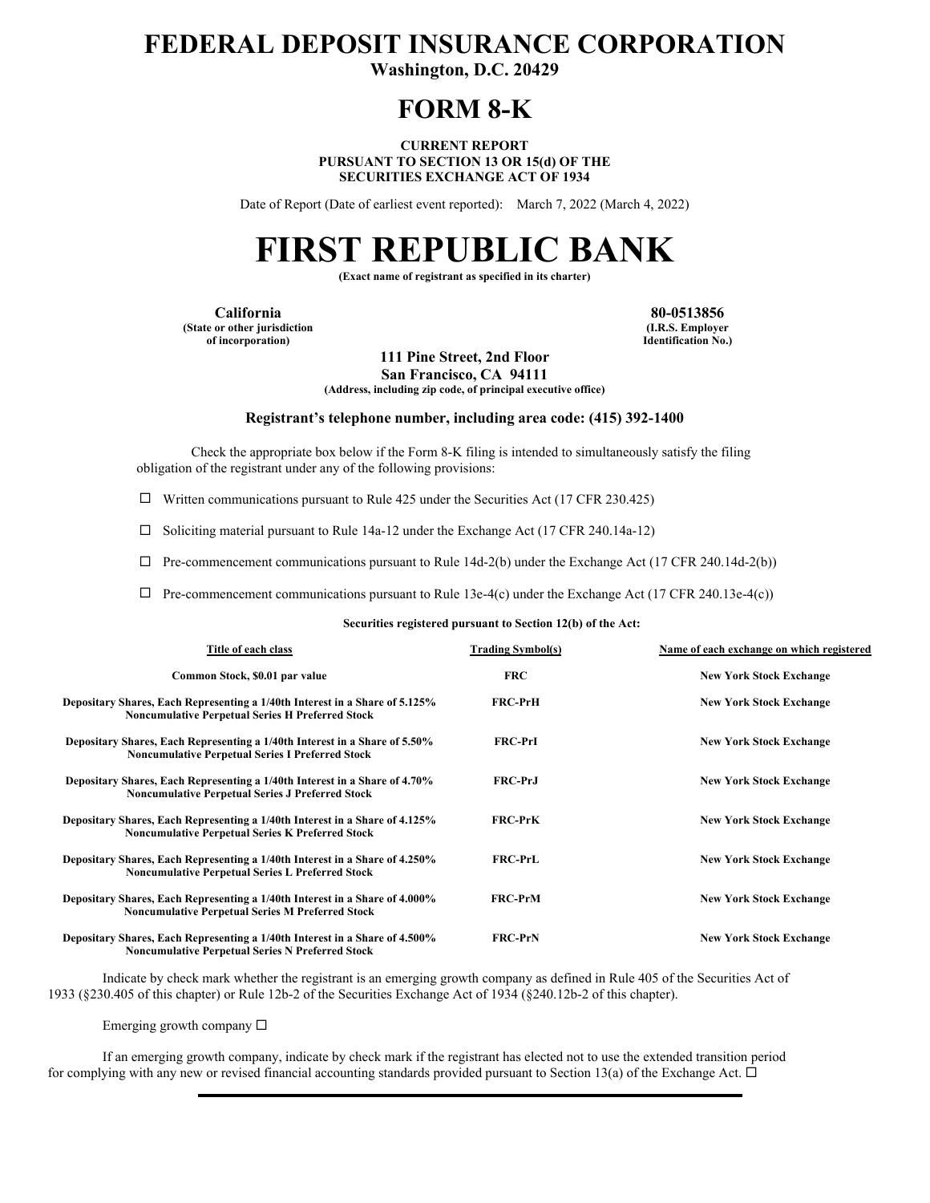# FEDERAL DEPOSIT INSURANCE CORPORATION

**Washington, D.C. 20429**

# FORM 8-K

**CURRENT REPORT**
**PURSUANT TO SECTION 13 OR 15(d) OF THE**
**SECURITIES EXCHANGE ACT OF 1934**

Date of Report (Date of earliest event reported): March 7, 2022 (March 4, 2022)

# FIRST REPUBLIC BANK

**(Exact name of registrant as specified in its charter)**

| **California** | **80-0513856** |
|---|---|
| **(State or other jurisdiction of incorporation)** | **(I.R.S. Employer Identification No.)** |

**111 Pine Street, 2nd Floor**
**San Francisco, CA 94111**
**(Address, including zip code, of principal executive office)**

**Registrant's telephone number, including area code: (415) 392-1400**

Check the appropriate box below if the Form 8-K filing is intended to simultaneously satisfy the filing obligation of the registrant under any of the following provisions:

☐ Written communications pursuant to Rule 425 under the Securities Act (17 CFR 230.425)

☐ Soliciting material pursuant to Rule 14a-12 under the Exchange Act (17 CFR 240.14a-12)

☐ Pre-commencement communications pursuant to Rule 14d-2(b) under the Exchange Act (17 CFR 240.14d-2(b))

☐ Pre-commencement communications pursuant to Rule 13e-4(c) under the Exchange Act (17 CFR 240.13e-4(c))

**Securities registered pursuant to Section 12(b) of the Act:**

| Title of each class | Trading Symbol(s) | Name of each exchange on which registered |
|---|---|---|
| **Common Stock, $0.01 par value** | **FRC** | **New York Stock Exchange** |
| **Depositary Shares, Each Representing a 1/40th Interest in a Share of 5.125% Noncumulative Perpetual Series H Preferred Stock** | **FRC-PrH** | **New York Stock Exchange** |
| **Depositary Shares, Each Representing a 1/40th Interest in a Share of 5.50% Noncumulative Perpetual Series I Preferred Stock** | **FRC-PrI** | **New York Stock Exchange** |
| **Depositary Shares, Each Representing a 1/40th Interest in a Share of 4.70% Noncumulative Perpetual Series J Preferred Stock** | **FRC-PrJ** | **New York Stock Exchange** |
| **Depositary Shares, Each Representing a 1/40th Interest in a Share of 4.125% Noncumulative Perpetual Series K Preferred Stock** | **FRC-PrK** | **New York Stock Exchange** |
| **Depositary Shares, Each Representing a 1/40th Interest in a Share of 4.250% Noncumulative Perpetual Series L Preferred Stock** | **FRC-PrL** | **New York Stock Exchange** |
| **Depositary Shares, Each Representing a 1/40th Interest in a Share of 4.000% Noncumulative Perpetual Series M Preferred Stock** | **FRC-PrM** | **New York Stock Exchange** |
| **Depositary Shares, Each Representing a 1/40th Interest in a Share of 4.500% Noncumulative Perpetual Series N Preferred Stock** | **FRC-PrN** | **New York Stock Exchange** |

Indicate by check mark whether the registrant is an emerging growth company as defined in Rule 405 of the Securities Act of 1933 (§230.405 of this chapter) or Rule 12b-2 of the Securities Exchange Act of 1934 (§240.12b-2 of this chapter).

Emerging growth company ☐

If an emerging growth company, indicate by check mark if the registrant has elected not to use the extended transition period for complying with any new or revised financial accounting standards provided pursuant to Section 13(a) of the Exchange Act. ☐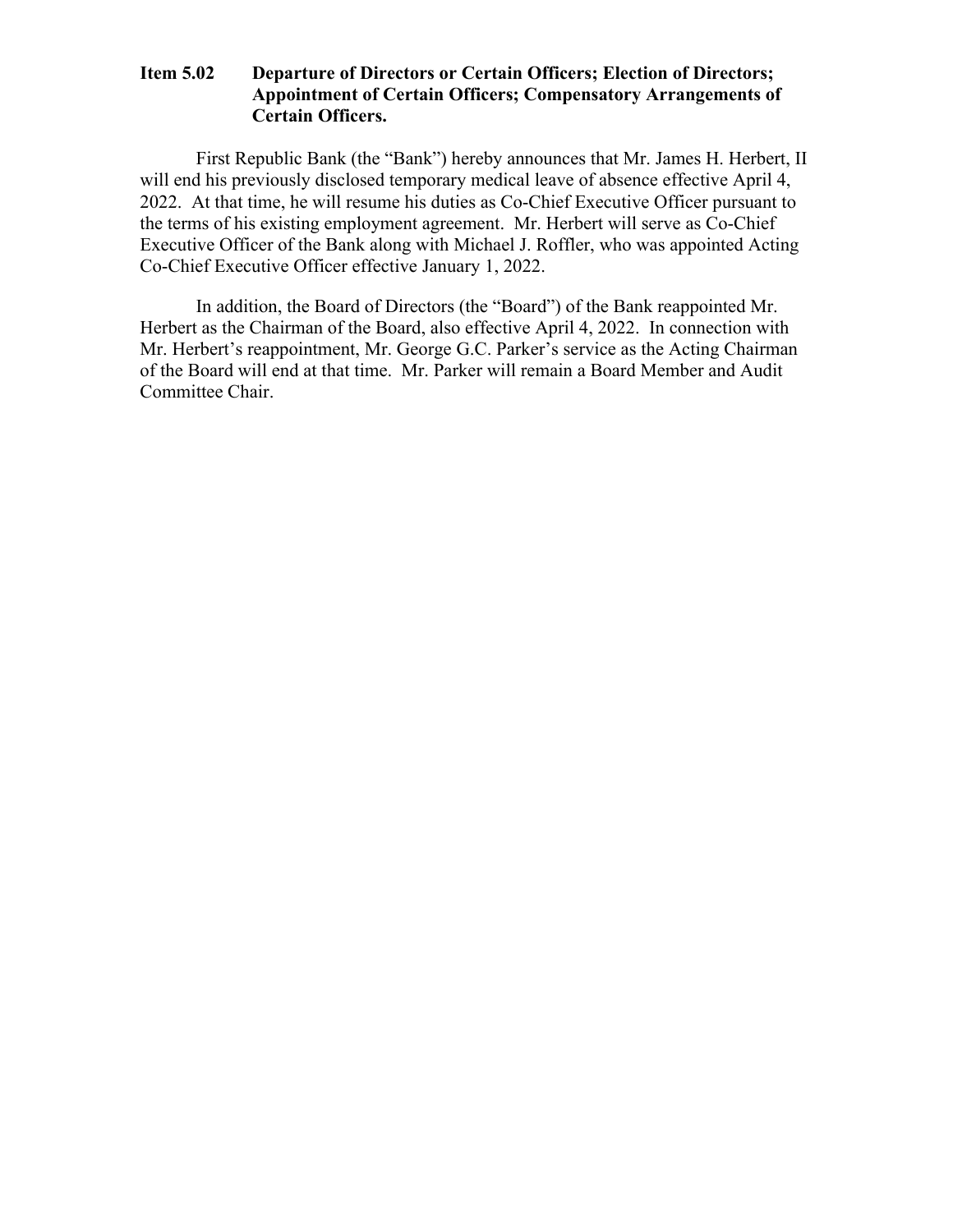**Item 5.02 Departure of Directors or Certain Officers; Election of Directors; Appointment of Certain Officers; Compensatory Arrangements of Certain Officers.**

First Republic Bank (the "Bank") hereby announces that Mr. James H. Herbert, II will end his previously disclosed temporary medical leave of absence effective April 4, 2022. At that time, he will resume his duties as Co-Chief Executive Officer pursuant to the terms of his existing employment agreement. Mr. Herbert will serve as Co-Chief Executive Officer of the Bank along with Michael J. Roffler, who was appointed Acting Co-Chief Executive Officer effective January 1, 2022.

In addition, the Board of Directors (the "Board") of the Bank reappointed Mr. Herbert as the Chairman of the Board, also effective April 4, 2022. In connection with Mr. Herbert's reappointment, Mr. George G.C. Parker's service as the Acting Chairman of the Board will end at that time. Mr. Parker will remain a Board Member and Audit Committee Chair.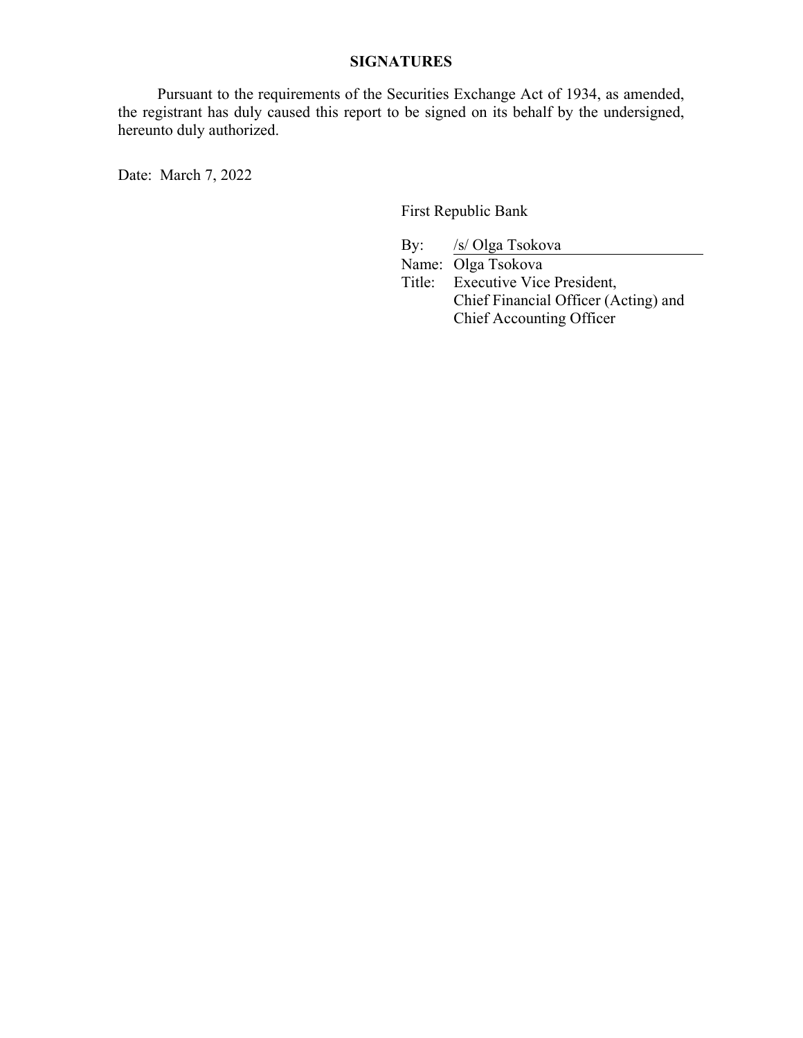## SIGNATURES

Pursuant to the requirements of the Securities Exchange Act of 1934, as amended, the registrant has duly caused this report to be signed on its behalf by the undersigned, hereunto duly authorized.

Date: March 7, 2022

First Republic Bank

By: /s/ Olga Tsokova

Name: Olga Tsokova

Title: Executive Vice President, Chief Financial Officer (Acting) and Chief Accounting Officer